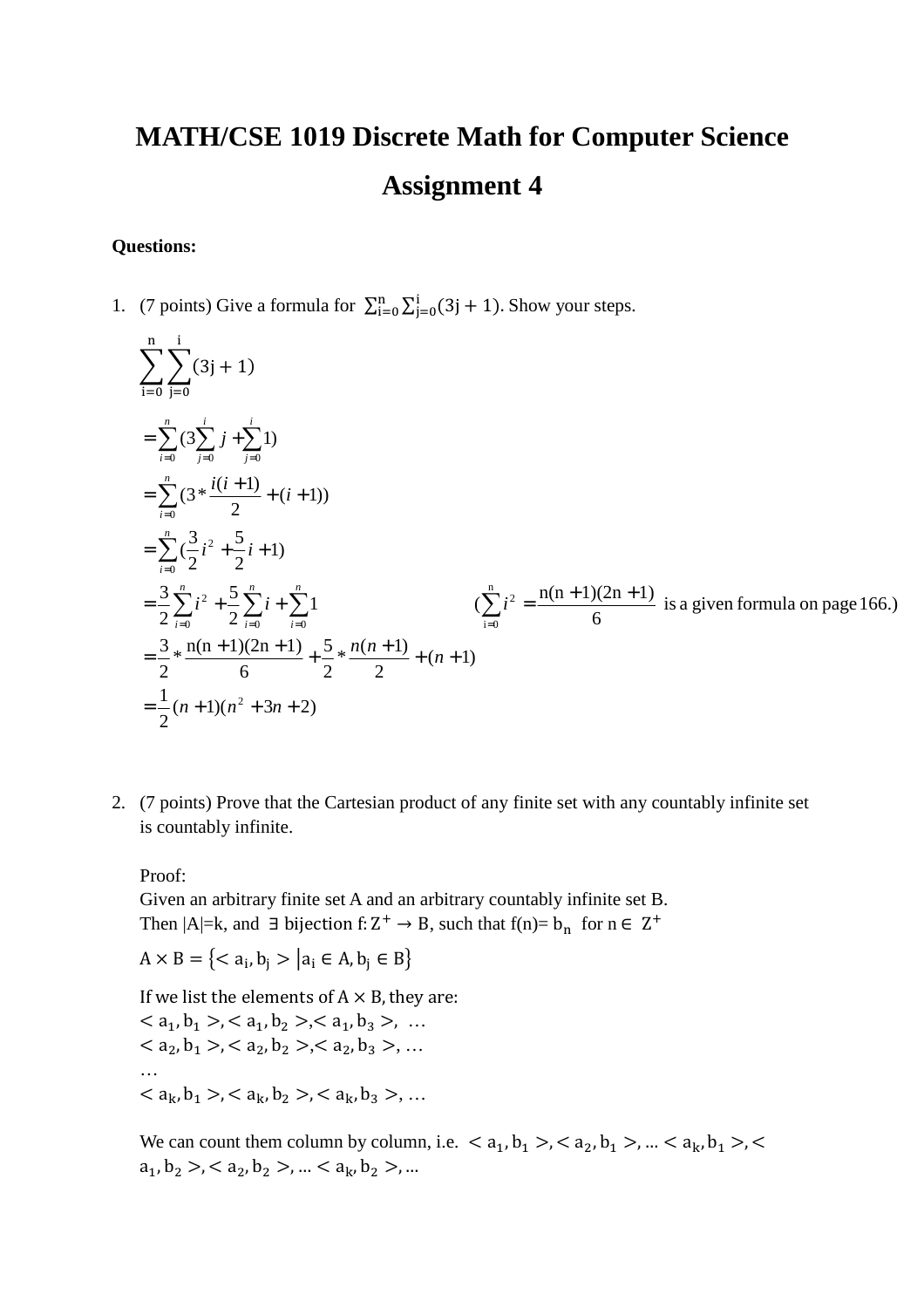# MATH/CSE 1019 Discrete Math for Computer Science

# Assignment 4

**Questions:**

1. (7 points) Give a formula for $\sum_{i=0}^{n}\sum_{j=0}^{i}(3j+1)$. Show your steps.

$$\sum_{i=0}^{n}\sum_{j=0}^{i}(3j+1)$$

$$=\sum_{i=0}^{n}(3\sum_{j=0}^{i} j+\sum_{j=0}^{i}1)$$

$$=\sum_{i=0}^{n}(3*\frac{i(i+1)}{2}+(i+1))$$

$$=\sum_{i=0}^{n}(\frac{3}{2}i^2+\frac{5}{2}i+1)$$

$$=\frac{3}{2}\sum_{i=0}^{n}i^2+\frac{5}{2}\sum_{i=0}^{n}i+\sum_{i=0}^{n}1 \qquad (\sum_{i=0}^{n}i^2=\frac{n(n+1)(2n+1)}{6} \text{ is a given formula on page 166.})$$

$$=\frac{3}{2}*\frac{n(n+1)(2n+1)}{6}+\frac{5}{2}*\frac{n(n+1)}{2}+(n+1)$$

$$=\frac{1}{2}(n+1)(n^2+3n+2)$$

2. (7 points) Prove that the Cartesian product of any finite set with any countably infinite set is countably infinite.

Proof:
Given an arbitrary finite set A and an arbitrary countably infinite set B.
Then $|A|=k$, and $\exists$ bijection $f: Z^+ \rightarrow B$, such that $f(n)= b_n$ for $n \in Z^+$

$A \times B = \{<a_i, b_j> | a_i \in A, b_j \in B\}$

If we list the elements of $A \times B$, they are:
$<a_1, b_1>, <a_1, b_2>, <a_1, b_3>, \ldots$
$<a_2, b_1>, <a_2, b_2>, <a_2, b_3>, \ldots$
…
$<a_k, b_1>, <a_k, b_2>, <a_k, b_3>, \ldots$

We can count them column by column, i.e. $<a_1, b_1>, <a_2, b_1>, \ldots <a_k, b_1>, <a_1, b_2>, <a_2, b_2>, \ldots <a_k, b_2>, \ldots$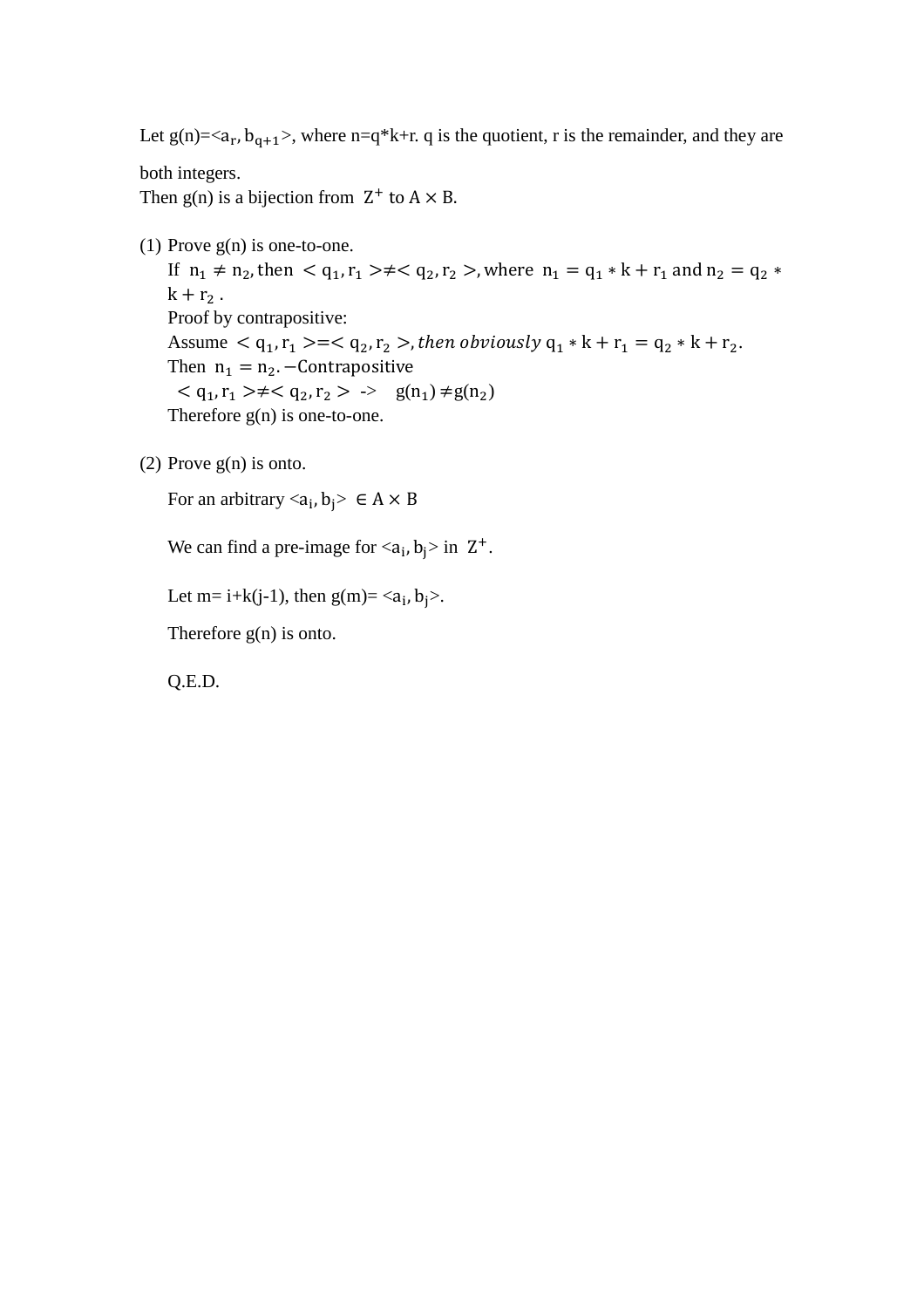Let g(n)=< $a_r, b_{q+1}$ >, where n=q*k+r. q is the quotient, r is the remainder, and they are both integers.

Then g(n) is a bijection from $Z^+$ to A × B.

(1) Prove g(n) is one-to-one.

If $n_1 \neq n_2$, then $< q_1, r_1 > \neq < q_2, r_2 >$, where $n_1 = q_1 * k + r_1$ and $n_2 = q_2 * k + r_2$ .

Proof by contrapositive:

Assume $< q_1, r_1 >=< q_2, r_2 >$, *then obviously* $q_1 * k + r_1 = q_2 * k + r_2$.

Then $n_1 = n_2$. −Contrapositive

$< q_1, r_1 > \neq < q_2, r_2 >$ -> $g(n_1) \neq g(n_2)$

Therefore g(n) is one-to-one.

(2) Prove g(n) is onto.

For an arbitrary < $a_i, b_j$ > ∈ A × B

We can find a pre-image for < $a_i, b_j$ > in $Z^+$.

Let m= i+k(j-1), then g(m)= < $a_i, b_j$ >.

Therefore g(n) is onto.

Q.E.D.